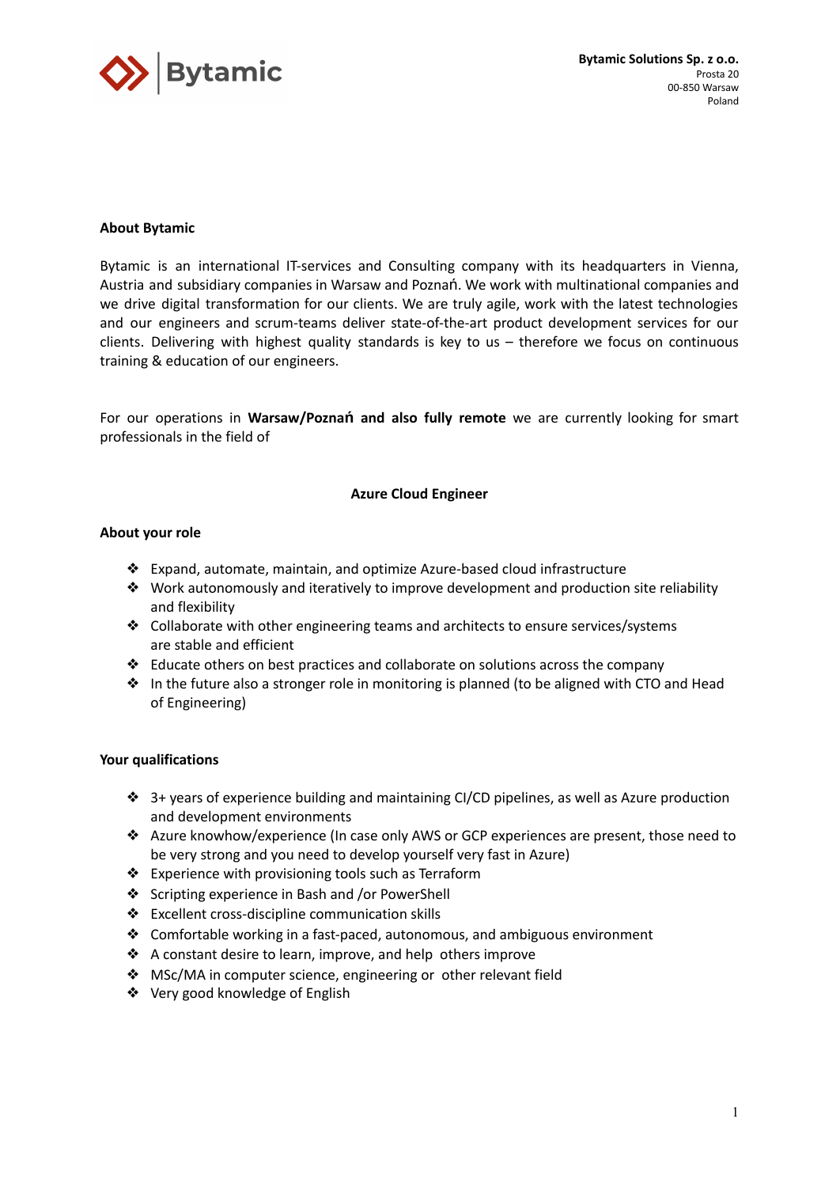Bytamic

**Bytamic Solutions Sp. z o.o.**
Prosta 20
00-850 Warsaw
Poland

**About Bytamic**

Bytamic is an international IT-services and Consulting company with its headquarters in Vienna, Austria and subsidiary companies in Warsaw and Poznań. We work with multinational companies and we drive digital transformation for our clients. We are truly agile, work with the latest technologies and our engineers and scrum-teams deliver state-of-the-art product development services for our clients. Delivering with highest quality standards is key to us – therefore we focus on continuous training & education of our engineers.

For our operations in **Warsaw/Poznań and also fully remote** we are currently looking for smart professionals in the field of

**Azure Cloud Engineer**

**About your role**

- Expand, automate, maintain, and optimize Azure-based cloud infrastructure
- Work autonomously and iteratively to improve development and production site reliability and flexibility
- Collaborate with other engineering teams and architects to ensure services/systems are stable and efficient
- Educate others on best practices and collaborate on solutions across the company
- In the future also a stronger role in monitoring is planned (to be aligned with CTO and Head of Engineering)

**Your qualifications**

- 3+ years of experience building and maintaining CI/CD pipelines, as well as Azure production and development environments
- Azure knowhow/experience (In case only AWS or GCP experiences are present, those need to be very strong and you need to develop yourself very fast in Azure)
- Experience with provisioning tools such as Terraform
- Scripting experience in Bash and /or PowerShell
- Excellent cross-discipline communication skills
- Comfortable working in a fast-paced, autonomous, and ambiguous environment
- A constant desire to learn, improve, and help others improve
- MSc/MA in computer science, engineering or other relevant field
- Very good knowledge of English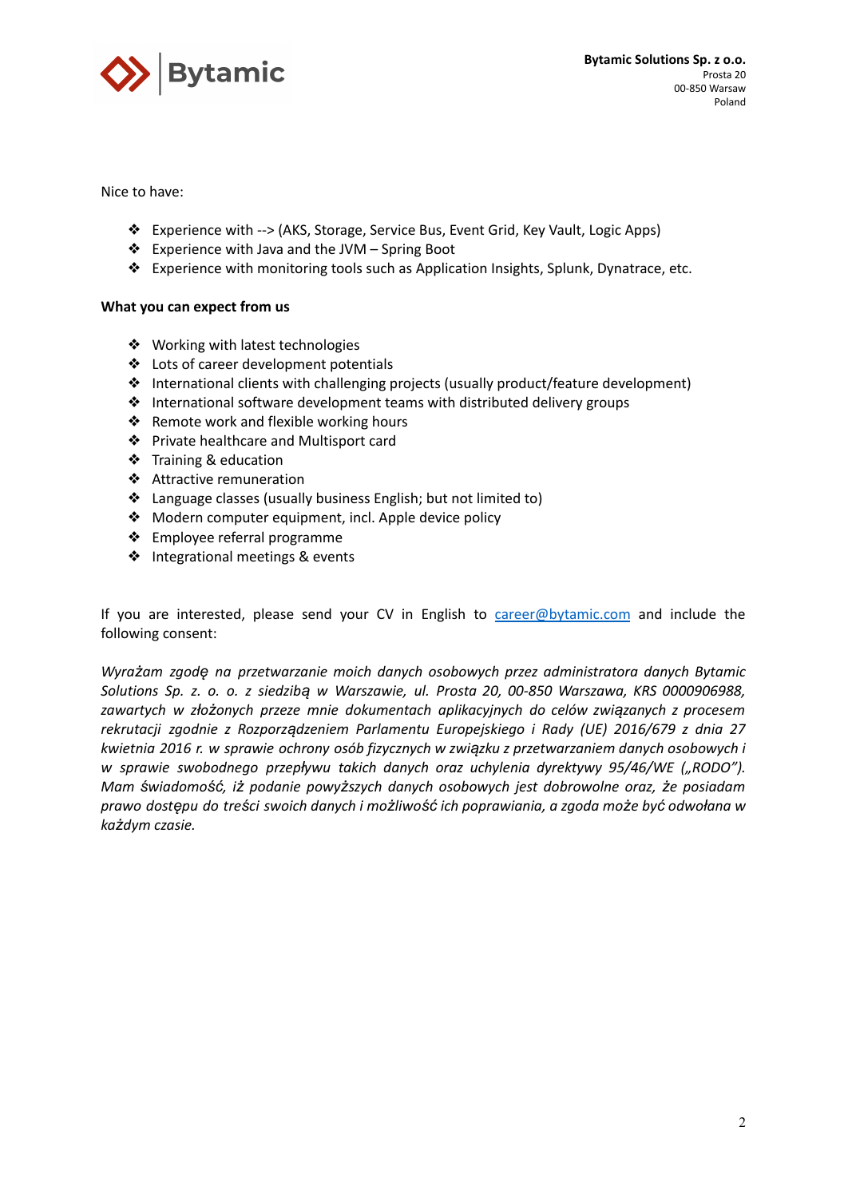Nice to have:

- Experience with --> (AKS, Storage, Service Bus, Event Grid, Key Vault, Logic Apps)
- Experience with Java and the JVM – Spring Boot
- Experience with monitoring tools such as Application Insights, Splunk, Dynatrace, etc.

**What you can expect from us**

- Working with latest technologies
- Lots of career development potentials
- International clients with challenging projects (usually product/feature development)
- International software development teams with distributed delivery groups
- Remote work and flexible working hours
- Private healthcare and Multisport card
- Training & education
- Attractive remuneration
- Language classes (usually business English; but not limited to)
- Modern computer equipment, incl. Apple device policy
- Employee referral programme
- Integrational meetings & events

If you are interested, please send your CV in English to career@bytamic.com and include the following consent:

*Wyrażam zgodę na przetwarzanie moich danych osobowych przez administratora danych Bytamic Solutions Sp. z. o. o. z siedzibą w Warszawie, ul. Prosta 20, 00-850 Warszawa, KRS 0000906988, zawartych w złożonych przeze mnie dokumentach aplikacyjnych do celów związanych z procesem rekrutacji zgodnie z Rozporządzeniem Parlamentu Europejskiego i Rady (UE) 2016/679 z dnia 27 kwietnia 2016 r. w sprawie ochrony osób fizycznych w związku z przetwarzaniem danych osobowych i w sprawie swobodnego przepływu takich danych oraz uchylenia dyrektywy 95/46/WE („RODO"). Mam świadomość, iż podanie powyższych danych osobowych jest dobrowolne oraz, że posiadam prawo dostępu do treści swoich danych i możliwość ich poprawiania, a zgoda może być odwołana w każdym czasie.*